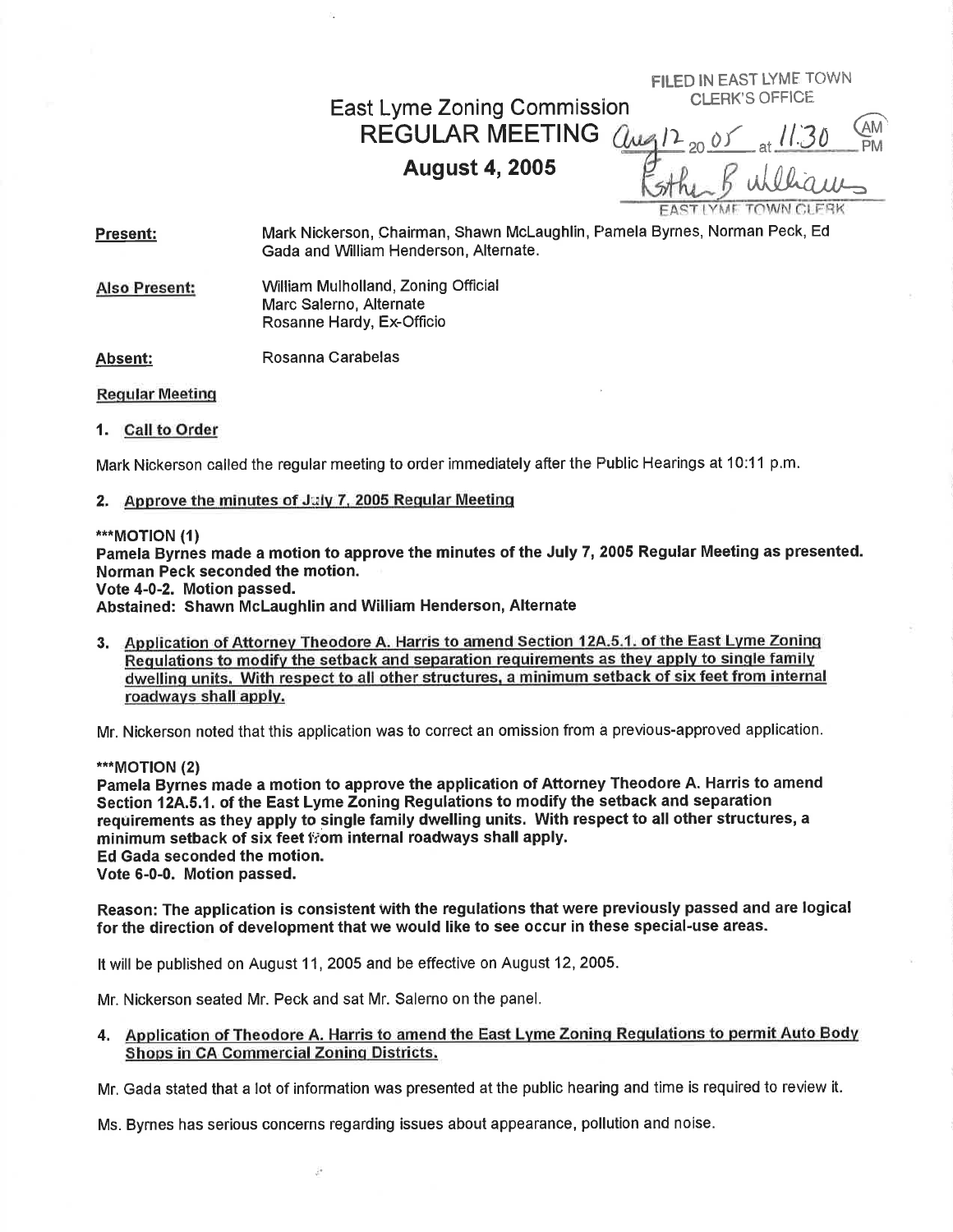FILED IN EAST LYME TOWN CLERK'S OFFICE
Aug 12 20 05 at 11:30 AM
Esther B Williams
EAST LYME TOWN CLERK

# East Lyme Zoning Commission
## REGULAR MEETING
## August 4, 2005

**Present:** Mark Nickerson, Chairman, Shawn McLaughlin, Pamela Byrnes, Norman Peck, Ed Gada and William Henderson, Alternate.

**Also Present:** William Mulholland, Zoning Official
Marc Salerno, Alternate
Rosanne Hardy, Ex-Officio

**Absent:** Rosanna Carabelas

**Regular Meeting**

1. **Call to Order**

Mark Nickerson called the regular meeting to order immediately after the Public Hearings at 10:11 p.m.

2. **Approve the minutes of July 7, 2005 Regular Meeting**

**\*\*\*MOTION (1)**
**Pamela Byrnes made a motion to approve the minutes of the July 7, 2005 Regular Meeting as presented. Norman Peck seconded the motion.**
**Vote 4-0-2. Motion passed.**
**Abstained: Shawn McLaughlin and William Henderson, Alternate**

3. **Application of Attorney Theodore A. Harris to amend Section 12A.5.1. of the East Lyme Zoning Regulations to modify the setback and separation requirements as they apply to single family dwelling units. With respect to all other structures, a minimum setback of six feet from internal roadways shall apply.**

Mr. Nickerson noted that this application was to correct an omission from a previous-approved application.

**\*\*\*MOTION (2)**
**Pamela Byrnes made a motion to approve the application of Attorney Theodore A. Harris to amend Section 12A.5.1. of the East Lyme Zoning Regulations to modify the setback and separation requirements as they apply to single family dwelling units. With respect to all other structures, a minimum setback of six feet from internal roadways shall apply.**
**Ed Gada seconded the motion.**
**Vote 6-0-0. Motion passed.**

**Reason: The application is consistent with the regulations that were previously passed and are logical for the direction of development that we would like to see occur in these special-use areas.**

It will be published on August 11, 2005 and be effective on August 12, 2005.

Mr. Nickerson seated Mr. Peck and sat Mr. Salerno on the panel.

4. **Application of Theodore A. Harris to amend the East Lyme Zoning Regulations to permit Auto Body Shops in CA Commercial Zoning Districts.**

Mr. Gada stated that a lot of information was presented at the public hearing and time is required to review it.

Ms. Byrnes has serious concerns regarding issues about appearance, pollution and noise.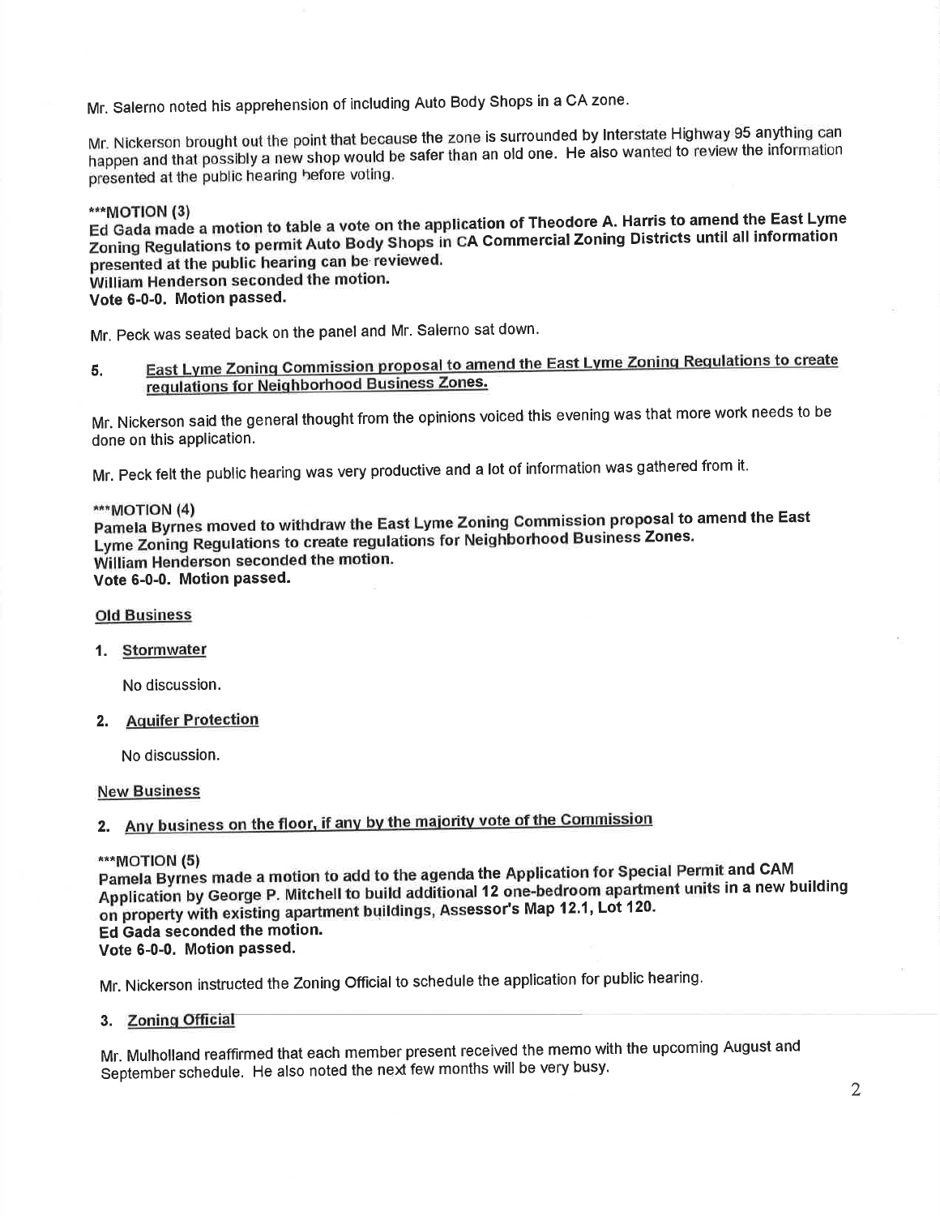Mr. Salerno noted his apprehension of including Auto Body Shops in a CA zone.

Mr. Nickerson brought out the point that because the zone is surrounded by Interstate Highway 95 anything can happen and that possibly a new shop would be safer than an old one. He also wanted to review the information presented at the public hearing before voting.

***MOTION (3)
**Ed Gada made a motion to table a vote on the application of Theodore A. Harris to amend the East Lyme Zoning Regulations to permit Auto Body Shops in CA Commercial Zoning Districts until all information presented at the public hearing can be reviewed.**
**William Henderson seconded the motion.**
**Vote 6-0-0. Motion passed.**

Mr. Peck was seated back on the panel and Mr. Salerno sat down.

5. <u>East Lyme Zoning Commission proposal to amend the East Lyme Zoning Regulations to create regulations for Neighborhood Business Zones.</u>

Mr. Nickerson said the general thought from the opinions voiced this evening was that more work needs to be done on this application.

Mr. Peck felt the public hearing was very productive and a lot of information was gathered from it.

***MOTION (4)
**Pamela Byrnes moved to withdraw the East Lyme Zoning Commission proposal to amend the East Lyme Zoning Regulations to create regulations for Neighborhood Business Zones.**
**William Henderson seconded the motion.**
**Vote 6-0-0. Motion passed.**

<u>Old Business</u>

1. <u>Stormwater</u>

   No discussion.

2. <u>Aquifer Protection</u>

   No discussion.

<u>New Business</u>

2. <u>Any business on the floor, if any by the majority vote of the Commission</u>

***MOTION (5)
**Pamela Byrnes made a motion to add to the agenda the Application for Special Permit and CAM Application by George P. Mitchell to build additional 12 one-bedroom apartment units in a new building on property with existing apartment buildings, Assessor's Map 12.1, Lot 120.**
**Ed Gada seconded the motion.**
**Vote 6-0-0. Motion passed.**

Mr. Nickerson instructed the Zoning Official to schedule the application for public hearing.

3. <u>Zoning Official</u>

Mr. Mulholland reaffirmed that each member present received the memo with the upcoming August and September schedule. He also noted the next few months will be very busy.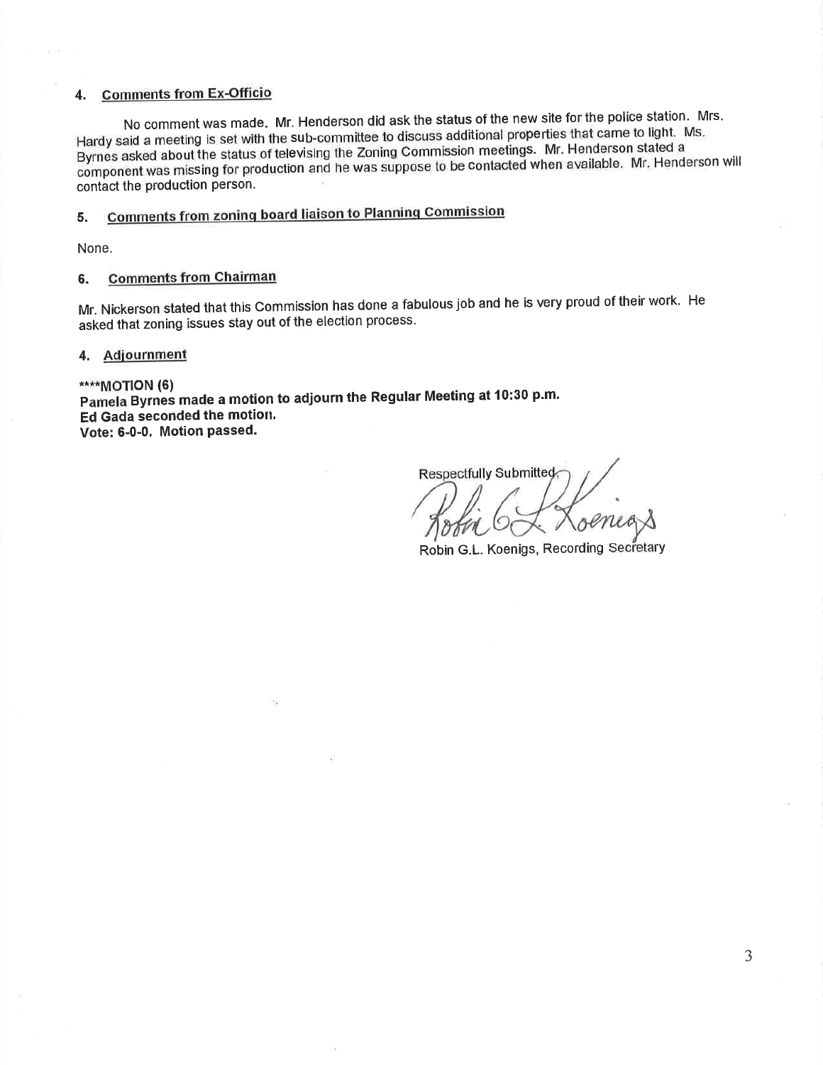## 4. Comments from Ex-Officio

No comment was made. Mr. Henderson did ask the status of the new site for the police station. Mrs. Hardy said a meeting is set with the sub-committee to discuss additional properties that came to light. Ms. Byrnes asked about the status of televising the Zoning Commission meetings. Mr. Henderson stated a component was missing for production and he was suppose to be contacted when available. Mr. Henderson will contact the production person.

## 5. Comments from zoning board liaison to Planning Commission

None.

## 6. Comments from Chairman

Mr. Nickerson stated that this Commission has done a fabulous job and he is very proud of their work. He asked that zoning issues stay out of the election process.

## 4. Adjournment

**\*\*\*\*MOTION (6)**
**Pamela Byrnes made a motion to adjourn the Regular Meeting at 10:30 p.m.**
**Ed Gada seconded the motion.**
**Vote: 6-0-0. Motion passed.**

Respectfully Submitted,

Robin G.L. Koenigs

Robin G.L. Koenigs, Recording Secretary